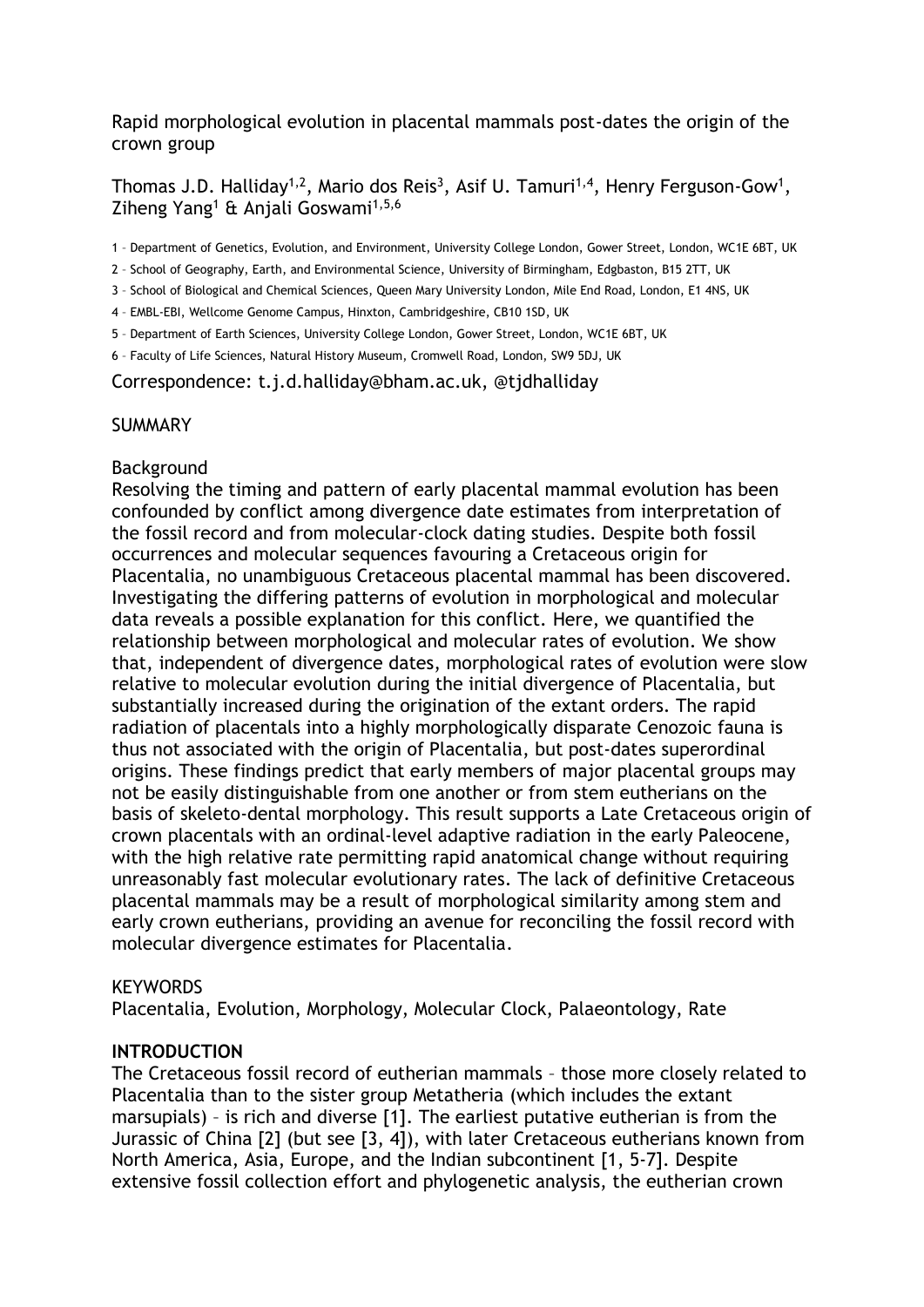Rapid morphological evolution in placental mammals post-dates the origin of the crown group

Thomas J.D. Halliday[1,2], Mario dos Reis[3], Asif U. Tamuri[1,4], Henry Ferguson-Gow[1], Ziheng Yang[1] & Anjali Goswami[1,5,6]

1 – Department of Genetics, Evolution, and Environment, University College London, Gower Street, London, WC1E 6BT, UK

2 – School of Geography, Earth, and Environmental Science, University of Birmingham, Edgbaston, B15 2TT, UK

3 – School of Biological and Chemical Sciences, Queen Mary University London, Mile End Road, London, E1 4NS, UK

4 – EMBL-EBI, Wellcome Genome Campus, Hinxton, Cambridgeshire, CB10 1SD, UK

5 – Department of Earth Sciences, University College London, Gower Street, London, WC1E 6BT, UK

6 – Faculty of Life Sciences, Natural History Museum, Cromwell Road, London, SW9 5DJ, UK

Correspondence: t.j.d.halliday@bham.ac.uk, @tjdhalliday

## SUMMARY

### Background

Resolving the timing and pattern of early placental mammal evolution has been confounded by conflict among divergence date estimates from interpretation of the fossil record and from molecular-clock dating studies. Despite both fossil occurrences and molecular sequences favouring a Cretaceous origin for Placentalia, no unambiguous Cretaceous placental mammal has been discovered. Investigating the differing patterns of evolution in morphological and molecular data reveals a possible explanation for this conflict. Here, we quantified the relationship between morphological and molecular rates of evolution. We show that, independent of divergence dates, morphological rates of evolution were slow relative to molecular evolution during the initial divergence of Placentalia, but substantially increased during the origination of the extant orders. The rapid radiation of placentals into a highly morphologically disparate Cenozoic fauna is thus not associated with the origin of Placentalia, but post-dates superordinal origins. These findings predict that early members of major placental groups may not be easily distinguishable from one another or from stem eutherians on the basis of skeleto-dental morphology. This result supports a Late Cretaceous origin of crown placentals with an ordinal-level adaptive radiation in the early Paleocene, with the high relative rate permitting rapid anatomical change without requiring unreasonably fast molecular evolutionary rates. The lack of definitive Cretaceous placental mammals may be a result of morphological similarity among stem and early crown eutherians, providing an avenue for reconciling the fossil record with molecular divergence estimates for Placentalia.

## KEYWORDS

Placentalia, Evolution, Morphology, Molecular Clock, Palaeontology, Rate

## INTRODUCTION

The Cretaceous fossil record of eutherian mammals – those more closely related to Placentalia than to the sister group Metatheria (which includes the extant marsupials) – is rich and diverse [1]. The earliest putative eutherian is from the Jurassic of China [2] (but see [3, 4]), with later Cretaceous eutherians known from North America, Asia, Europe, and the Indian subcontinent [1, 5-7]. Despite extensive fossil collection effort and phylogenetic analysis, the eutherian crown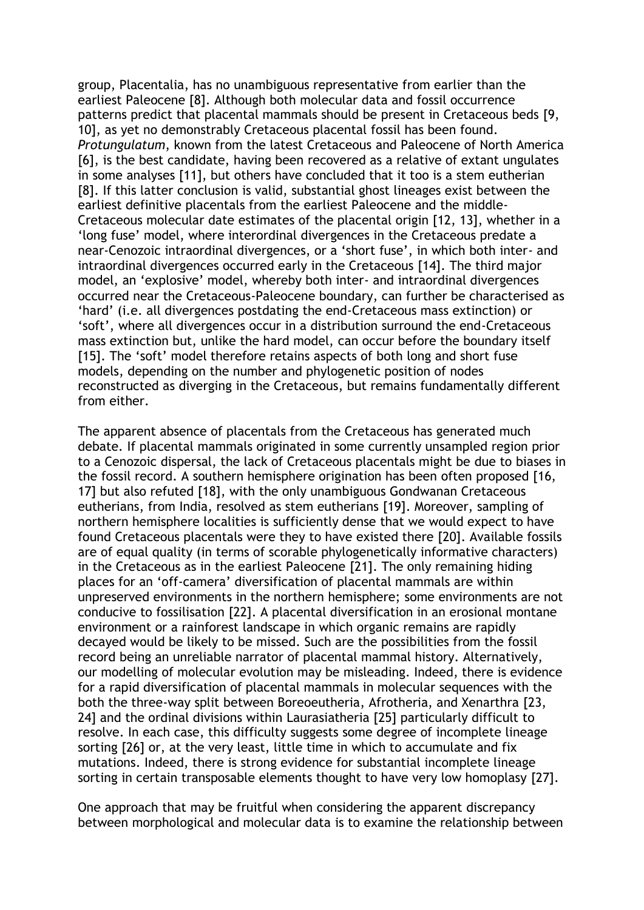group, Placentalia, has no unambiguous representative from earlier than the earliest Paleocene [8]. Although both molecular data and fossil occurrence patterns predict that placental mammals should be present in Cretaceous beds [9, 10], as yet no demonstrably Cretaceous placental fossil has been found. *Protungulatum*, known from the latest Cretaceous and Paleocene of North America [6], is the best candidate, having been recovered as a relative of extant ungulates in some analyses [11], but others have concluded that it too is a stem eutherian [8]. If this latter conclusion is valid, substantial ghost lineages exist between the earliest definitive placentals from the earliest Paleocene and the middle-Cretaceous molecular date estimates of the placental origin [12, 13], whether in a 'long fuse' model, where interordinal divergences in the Cretaceous predate a near-Cenozoic intraordinal divergences, or a 'short fuse', in which both inter- and intraordinal divergences occurred early in the Cretaceous [14]. The third major model, an 'explosive' model, whereby both inter- and intraordinal divergences occurred near the Cretaceous-Paleocene boundary, can further be characterised as 'hard' (i.e. all divergences postdating the end-Cretaceous mass extinction) or 'soft', where all divergences occur in a distribution surround the end-Cretaceous mass extinction but, unlike the hard model, can occur before the boundary itself [15]. The 'soft' model therefore retains aspects of both long and short fuse models, depending on the number and phylogenetic position of nodes reconstructed as diverging in the Cretaceous, but remains fundamentally different from either.

The apparent absence of placentals from the Cretaceous has generated much debate. If placental mammals originated in some currently unsampled region prior to a Cenozoic dispersal, the lack of Cretaceous placentals might be due to biases in the fossil record. A southern hemisphere origination has been often proposed [16, 17] but also refuted [18], with the only unambiguous Gondwanan Cretaceous eutherians, from India, resolved as stem eutherians [19]. Moreover, sampling of northern hemisphere localities is sufficiently dense that we would expect to have found Cretaceous placentals were they to have existed there [20]. Available fossils are of equal quality (in terms of scorable phylogenetically informative characters) in the Cretaceous as in the earliest Paleocene [21]. The only remaining hiding places for an 'off-camera' diversification of placental mammals are within unpreserved environments in the northern hemisphere; some environments are not conducive to fossilisation [22]. A placental diversification in an erosional montane environment or a rainforest landscape in which organic remains are rapidly decayed would be likely to be missed. Such are the possibilities from the fossil record being an unreliable narrator of placental mammal history. Alternatively, our modelling of molecular evolution may be misleading. Indeed, there is evidence for a rapid diversification of placental mammals in molecular sequences with the both the three-way split between Boreoeutheria, Afrotheria, and Xenarthra [23, 24] and the ordinal divisions within Laurasiatheria [25] particularly difficult to resolve. In each case, this difficulty suggests some degree of incomplete lineage sorting [26] or, at the very least, little time in which to accumulate and fix mutations. Indeed, there is strong evidence for substantial incomplete lineage sorting in certain transposable elements thought to have very low homoplasy [27].

One approach that may be fruitful when considering the apparent discrepancy between morphological and molecular data is to examine the relationship between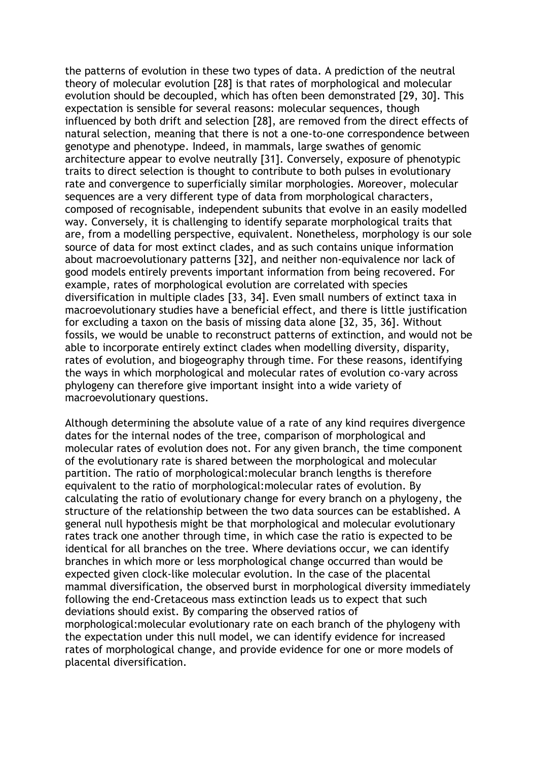the patterns of evolution in these two types of data. A prediction of the neutral theory of molecular evolution [28] is that rates of morphological and molecular evolution should be decoupled, which has often been demonstrated [29, 30]. This expectation is sensible for several reasons: molecular sequences, though influenced by both drift and selection [28], are removed from the direct effects of natural selection, meaning that there is not a one-to-one correspondence between genotype and phenotype. Indeed, in mammals, large swathes of genomic architecture appear to evolve neutrally [31]. Conversely, exposure of phenotypic traits to direct selection is thought to contribute to both pulses in evolutionary rate and convergence to superficially similar morphologies. Moreover, molecular sequences are a very different type of data from morphological characters, composed of recognisable, independent subunits that evolve in an easily modelled way. Conversely, it is challenging to identify separate morphological traits that are, from a modelling perspective, equivalent. Nonetheless, morphology is our sole source of data for most extinct clades, and as such contains unique information about macroevolutionary patterns [32], and neither non-equivalence nor lack of good models entirely prevents important information from being recovered. For example, rates of morphological evolution are correlated with species diversification in multiple clades [33, 34]. Even small numbers of extinct taxa in macroevolutionary studies have a beneficial effect, and there is little justification for excluding a taxon on the basis of missing data alone [32, 35, 36]. Without fossils, we would be unable to reconstruct patterns of extinction, and would not be able to incorporate entirely extinct clades when modelling diversity, disparity, rates of evolution, and biogeography through time. For these reasons, identifying the ways in which morphological and molecular rates of evolution co-vary across phylogeny can therefore give important insight into a wide variety of macroevolutionary questions.

Although determining the absolute value of a rate of any kind requires divergence dates for the internal nodes of the tree, comparison of morphological and molecular rates of evolution does not. For any given branch, the time component of the evolutionary rate is shared between the morphological and molecular partition. The ratio of morphological:molecular branch lengths is therefore equivalent to the ratio of morphological:molecular rates of evolution. By calculating the ratio of evolutionary change for every branch on a phylogeny, the structure of the relationship between the two data sources can be established. A general null hypothesis might be that morphological and molecular evolutionary rates track one another through time, in which case the ratio is expected to be identical for all branches on the tree. Where deviations occur, we can identify branches in which more or less morphological change occurred than would be expected given clock-like molecular evolution. In the case of the placental mammal diversification, the observed burst in morphological diversity immediately following the end-Cretaceous mass extinction leads us to expect that such deviations should exist. By comparing the observed ratios of morphological:molecular evolutionary rate on each branch of the phylogeny with the expectation under this null model, we can identify evidence for increased rates of morphological change, and provide evidence for one or more models of placental diversification.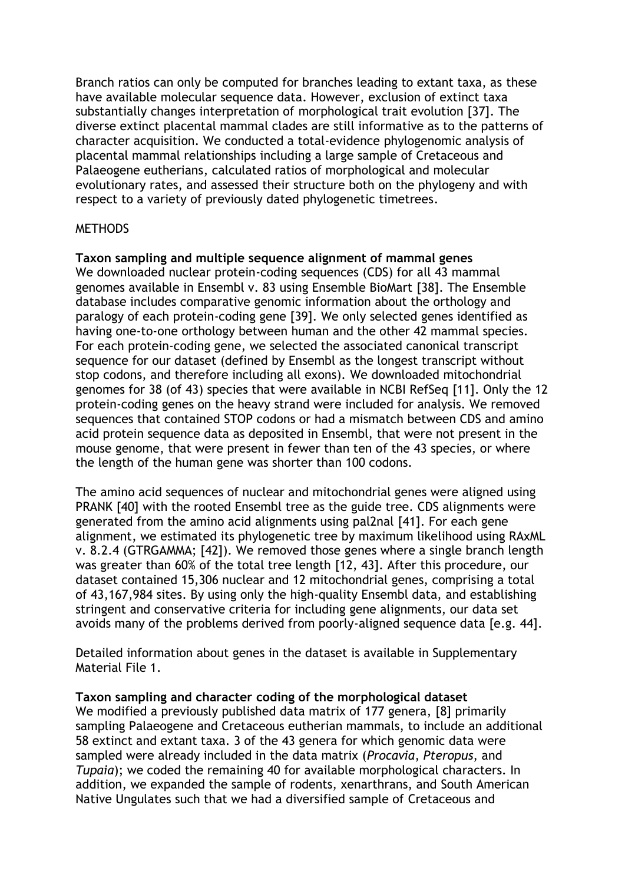Branch ratios can only be computed for branches leading to extant taxa, as these have available molecular sequence data. However, exclusion of extinct taxa substantially changes interpretation of morphological trait evolution [37]. The diverse extinct placental mammal clades are still informative as to the patterns of character acquisition. We conducted a total-evidence phylogenomic analysis of placental mammal relationships including a large sample of Cretaceous and Palaeogene eutherians, calculated ratios of morphological and molecular evolutionary rates, and assessed their structure both on the phylogeny and with respect to a variety of previously dated phylogenetic timetrees.

METHODS

**Taxon sampling and multiple sequence alignment of mammal genes**
We downloaded nuclear protein-coding sequences (CDS) for all 43 mammal genomes available in Ensembl v. 83 using Ensemble BioMart [38]. The Ensemble database includes comparative genomic information about the orthology and paralogy of each protein-coding gene [39]. We only selected genes identified as having one-to-one orthology between human and the other 42 mammal species. For each protein-coding gene, we selected the associated canonical transcript sequence for our dataset (defined by Ensembl as the longest transcript without stop codons, and therefore including all exons). We downloaded mitochondrial genomes for 38 (of 43) species that were available in NCBI RefSeq [11]. Only the 12 protein-coding genes on the heavy strand were included for analysis. We removed sequences that contained STOP codons or had a mismatch between CDS and amino acid protein sequence data as deposited in Ensembl, that were not present in the mouse genome, that were present in fewer than ten of the 43 species, or where the length of the human gene was shorter than 100 codons.

The amino acid sequences of nuclear and mitochondrial genes were aligned using PRANK [40] with the rooted Ensembl tree as the guide tree. CDS alignments were generated from the amino acid alignments using pal2nal [41]. For each gene alignment, we estimated its phylogenetic tree by maximum likelihood using RAxML v. 8.2.4 (GTRGAMMA; [42]). We removed those genes where a single branch length was greater than 60% of the total tree length [12, 43]. After this procedure, our dataset contained 15,306 nuclear and 12 mitochondrial genes, comprising a total of 43,167,984 sites. By using only the high-quality Ensembl data, and establishing stringent and conservative criteria for including gene alignments, our data set avoids many of the problems derived from poorly-aligned sequence data [e.g. 44].

Detailed information about genes in the dataset is available in Supplementary Material File 1.

**Taxon sampling and character coding of the morphological dataset**
We modified a previously published data matrix of 177 genera, [8] primarily sampling Palaeogene and Cretaceous eutherian mammals, to include an additional 58 extinct and extant taxa. 3 of the 43 genera for which genomic data were sampled were already included in the data matrix (*Procavia*, *Pteropus*, and *Tupaia*); we coded the remaining 40 for available morphological characters. In addition, we expanded the sample of rodents, xenarthrans, and South American Native Ungulates such that we had a diversified sample of Cretaceous and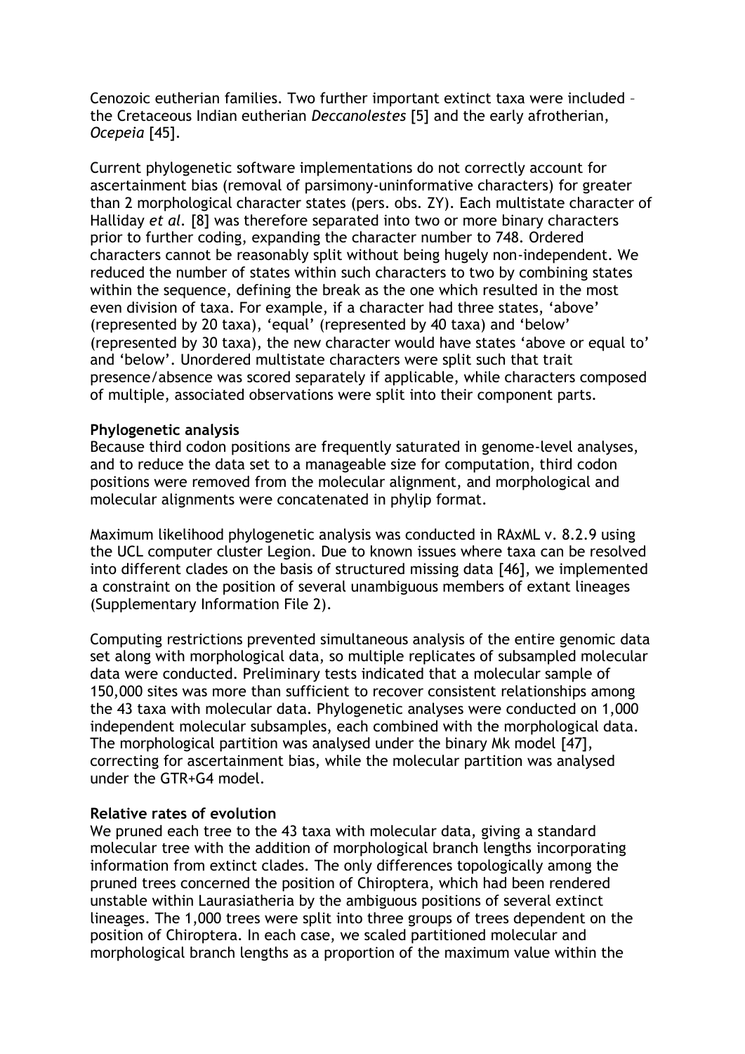Cenozoic eutherian families. Two further important extinct taxa were included – the Cretaceous Indian eutherian *Deccanolestes* [5] and the early afrotherian, *Ocepeia* [45].

Current phylogenetic software implementations do not correctly account for ascertainment bias (removal of parsimony-uninformative characters) for greater than 2 morphological character states (pers. obs. ZY). Each multistate character of Halliday *et al.* [8] was therefore separated into two or more binary characters prior to further coding, expanding the character number to 748. Ordered characters cannot be reasonably split without being hugely non-independent. We reduced the number of states within such characters to two by combining states within the sequence, defining the break as the one which resulted in the most even division of taxa. For example, if a character had three states, 'above' (represented by 20 taxa), 'equal' (represented by 40 taxa) and 'below' (represented by 30 taxa), the new character would have states 'above or equal to' and 'below'. Unordered multistate characters were split such that trait presence/absence was scored separately if applicable, while characters composed of multiple, associated observations were split into their component parts.

**Phylogenetic analysis**

Because third codon positions are frequently saturated in genome-level analyses, and to reduce the data set to a manageable size for computation, third codon positions were removed from the molecular alignment, and morphological and molecular alignments were concatenated in phylip format.

Maximum likelihood phylogenetic analysis was conducted in RAxML v. 8.2.9 using the UCL computer cluster Legion. Due to known issues where taxa can be resolved into different clades on the basis of structured missing data [46], we implemented a constraint on the position of several unambiguous members of extant lineages (Supplementary Information File 2).

Computing restrictions prevented simultaneous analysis of the entire genomic data set along with morphological data, so multiple replicates of subsampled molecular data were conducted. Preliminary tests indicated that a molecular sample of 150,000 sites was more than sufficient to recover consistent relationships among the 43 taxa with molecular data. Phylogenetic analyses were conducted on 1,000 independent molecular subsamples, each combined with the morphological data. The morphological partition was analysed under the binary Mk model [47], correcting for ascertainment bias, while the molecular partition was analysed under the GTR+G4 model.

**Relative rates of evolution**

We pruned each tree to the 43 taxa with molecular data, giving a standard molecular tree with the addition of morphological branch lengths incorporating information from extinct clades. The only differences topologically among the pruned trees concerned the position of Chiroptera, which had been rendered unstable within Laurasiatheria by the ambiguous positions of several extinct lineages. The 1,000 trees were split into three groups of trees dependent on the position of Chiroptera. In each case, we scaled partitioned molecular and morphological branch lengths as a proportion of the maximum value within the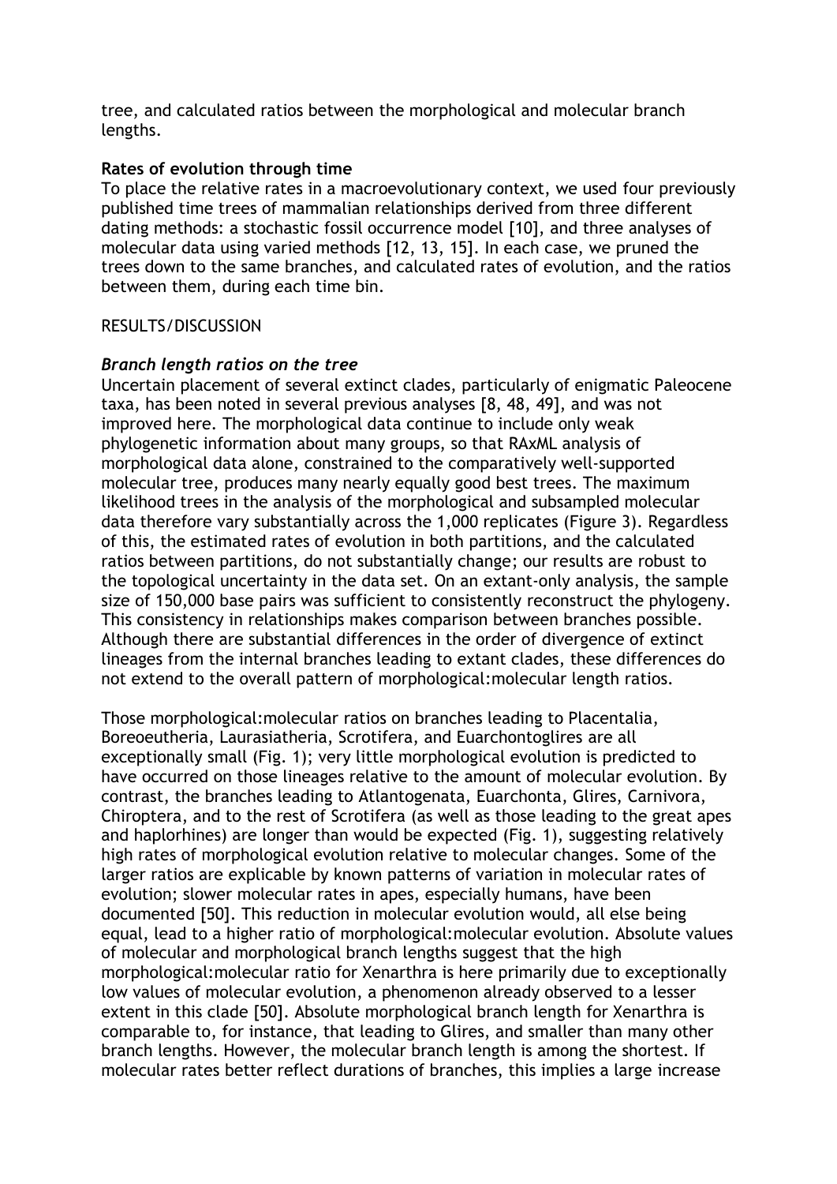tree, and calculated ratios between the morphological and molecular branch lengths.

**Rates of evolution through time**

To place the relative rates in a macroevolutionary context, we used four previously published time trees of mammalian relationships derived from three different dating methods: a stochastic fossil occurrence model [10], and three analyses of molecular data using varied methods [12, 13, 15]. In each case, we pruned the trees down to the same branches, and calculated rates of evolution, and the ratios between them, during each time bin.

RESULTS/DISCUSSION

***Branch length ratios on the tree***

Uncertain placement of several extinct clades, particularly of enigmatic Paleocene taxa, has been noted in several previous analyses [8, 48, 49], and was not improved here. The morphological data continue to include only weak phylogenetic information about many groups, so that RAxML analysis of morphological data alone, constrained to the comparatively well-supported molecular tree, produces many nearly equally good best trees. The maximum likelihood trees in the analysis of the morphological and subsampled molecular data therefore vary substantially across the 1,000 replicates (Figure 3). Regardless of this, the estimated rates of evolution in both partitions, and the calculated ratios between partitions, do not substantially change; our results are robust to the topological uncertainty in the data set. On an extant-only analysis, the sample size of 150,000 base pairs was sufficient to consistently reconstruct the phylogeny. This consistency in relationships makes comparison between branches possible. Although there are substantial differences in the order of divergence of extinct lineages from the internal branches leading to extant clades, these differences do not extend to the overall pattern of morphological:molecular length ratios.

Those morphological:molecular ratios on branches leading to Placentalia, Boreoeutheria, Laurasiatheria, Scrotifera, and Euarchontoglires are all exceptionally small (Fig. 1); very little morphological evolution is predicted to have occurred on those lineages relative to the amount of molecular evolution. By contrast, the branches leading to Atlantogenata, Euarchonta, Glires, Carnivora, Chiroptera, and to the rest of Scrotifera (as well as those leading to the great apes and haplorhines) are longer than would be expected (Fig. 1), suggesting relatively high rates of morphological evolution relative to molecular changes. Some of the larger ratios are explicable by known patterns of variation in molecular rates of evolution; slower molecular rates in apes, especially humans, have been documented [50]. This reduction in molecular evolution would, all else being equal, lead to a higher ratio of morphological:molecular evolution. Absolute values of molecular and morphological branch lengths suggest that the high morphological:molecular ratio for Xenarthra is here primarily due to exceptionally low values of molecular evolution, a phenomenon already observed to a lesser extent in this clade [50]. Absolute morphological branch length for Xenarthra is comparable to, for instance, that leading to Glires, and smaller than many other branch lengths. However, the molecular branch length is among the shortest. If molecular rates better reflect durations of branches, this implies a large increase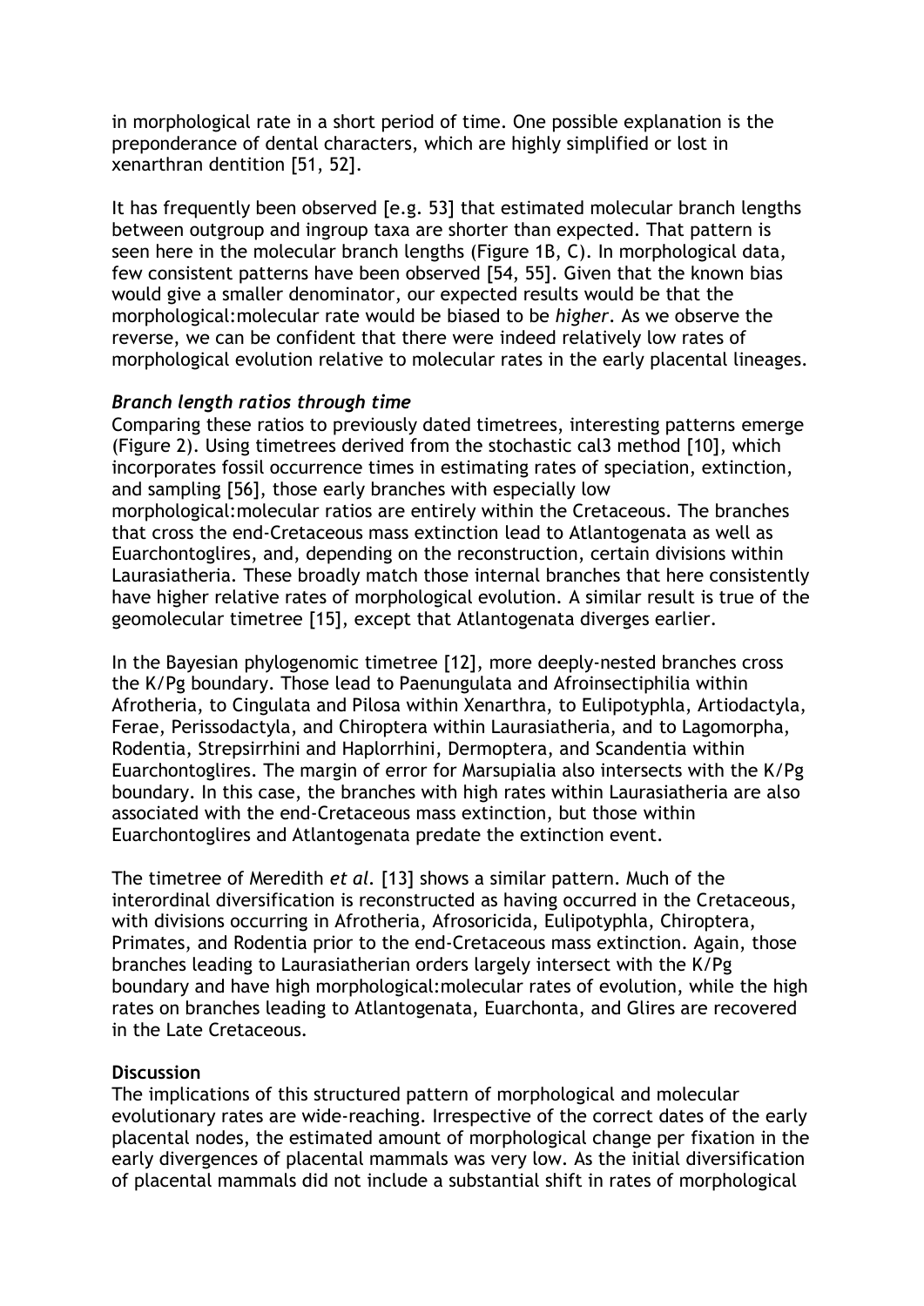in morphological rate in a short period of time. One possible explanation is the preponderance of dental characters, which are highly simplified or lost in xenarthran dentition [51, 52].

It has frequently been observed [e.g. 53] that estimated molecular branch lengths between outgroup and ingroup taxa are shorter than expected. That pattern is seen here in the molecular branch lengths (Figure 1B, C). In morphological data, few consistent patterns have been observed [54, 55]. Given that the known bias would give a smaller denominator, our expected results would be that the morphological:molecular rate would be biased to be *higher*. As we observe the reverse, we can be confident that there were indeed relatively low rates of morphological evolution relative to molecular rates in the early placental lineages.

### *Branch length ratios through time*

Comparing these ratios to previously dated timetrees, interesting patterns emerge (Figure 2). Using timetrees derived from the stochastic cal3 method [10], which incorporates fossil occurrence times in estimating rates of speciation, extinction, and sampling [56], those early branches with especially low morphological:molecular ratios are entirely within the Cretaceous. The branches that cross the end-Cretaceous mass extinction lead to Atlantogenata as well as Euarchontoglires, and, depending on the reconstruction, certain divisions within Laurasiatheria. These broadly match those internal branches that here consistently have higher relative rates of morphological evolution. A similar result is true of the geomolecular timetree [15], except that Atlantogenata diverges earlier.

In the Bayesian phylogenomic timetree [12], more deeply-nested branches cross the K/Pg boundary. Those lead to Paenungulata and Afroinsectiphilia within Afrotheria, to Cingulata and Pilosa within Xenarthra, to Eulipotyphla, Artiodactyla, Ferae, Perissodactyla, and Chiroptera within Laurasiatheria, and to Lagomorpha, Rodentia, Strepsirrhini and Haplorrhini, Dermoptera, and Scandentia within Euarchontoglires. The margin of error for Marsupialia also intersects with the K/Pg boundary. In this case, the branches with high rates within Laurasiatheria are also associated with the end-Cretaceous mass extinction, but those within Euarchontoglires and Atlantogenata predate the extinction event.

The timetree of Meredith *et al.* [13] shows a similar pattern. Much of the interordinal diversification is reconstructed as having occurred in the Cretaceous, with divisions occurring in Afrotheria, Afrosoricida, Eulipotyphla, Chiroptera, Primates, and Rodentia prior to the end-Cretaceous mass extinction. Again, those branches leading to Laurasiatherian orders largely intersect with the K/Pg boundary and have high morphological:molecular rates of evolution, while the high rates on branches leading to Atlantogenata, Euarchonta, and Glires are recovered in the Late Cretaceous.

## Discussion

The implications of this structured pattern of morphological and molecular evolutionary rates are wide-reaching. Irrespective of the correct dates of the early placental nodes, the estimated amount of morphological change per fixation in the early divergences of placental mammals was very low. As the initial diversification of placental mammals did not include a substantial shift in rates of morphological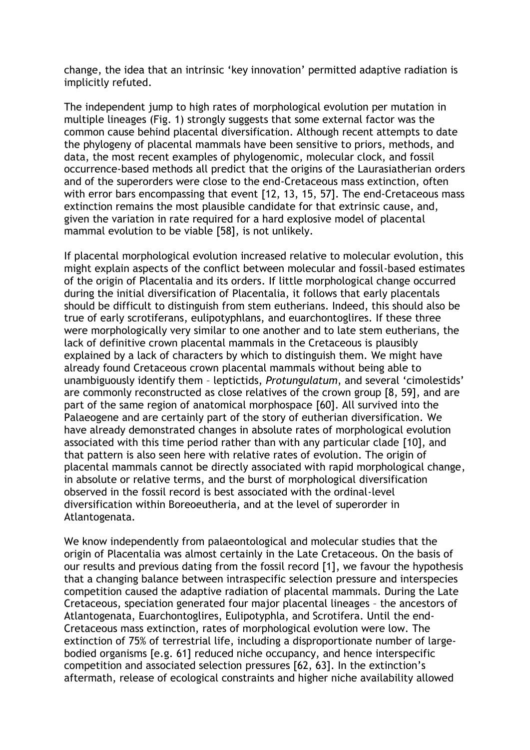change, the idea that an intrinsic 'key innovation' permitted adaptive radiation is implicitly refuted.

The independent jump to high rates of morphological evolution per mutation in multiple lineages (Fig. 1) strongly suggests that some external factor was the common cause behind placental diversification. Although recent attempts to date the phylogeny of placental mammals have been sensitive to priors, methods, and data, the most recent examples of phylogenomic, molecular clock, and fossil occurrence-based methods all predict that the origins of the Laurasiatherian orders and of the superorders were close to the end-Cretaceous mass extinction, often with error bars encompassing that event [12, 13, 15, 57]. The end-Cretaceous mass extinction remains the most plausible candidate for that extrinsic cause, and, given the variation in rate required for a hard explosive model of placental mammal evolution to be viable [58], is not unlikely.

If placental morphological evolution increased relative to molecular evolution, this might explain aspects of the conflict between molecular and fossil-based estimates of the origin of Placentalia and its orders. If little morphological change occurred during the initial diversification of Placentalia, it follows that early placentals should be difficult to distinguish from stem eutherians. Indeed, this should also be true of early scrotiferans, eulipotyphlans, and euarchontoglires. If these three were morphologically very similar to one another and to late stem eutherians, the lack of definitive crown placental mammals in the Cretaceous is plausibly explained by a lack of characters by which to distinguish them. We might have already found Cretaceous crown placental mammals without being able to unambiguously identify them – leptictids, *Protungulatum*, and several 'cimolestids' are commonly reconstructed as close relatives of the crown group [8, 59], and are part of the same region of anatomical morphospace [60]. All survived into the Palaeogene and are certainly part of the story of eutherian diversification. We have already demonstrated changes in absolute rates of morphological evolution associated with this time period rather than with any particular clade [10], and that pattern is also seen here with relative rates of evolution. The origin of placental mammals cannot be directly associated with rapid morphological change, in absolute or relative terms, and the burst of morphological diversification observed in the fossil record is best associated with the ordinal-level diversification within Boreoeutheria, and at the level of superorder in Atlantogenata.

We know independently from palaeontological and molecular studies that the origin of Placentalia was almost certainly in the Late Cretaceous. On the basis of our results and previous dating from the fossil record [1], we favour the hypothesis that a changing balance between intraspecific selection pressure and interspecies competition caused the adaptive radiation of placental mammals. During the Late Cretaceous, speciation generated four major placental lineages – the ancestors of Atlantogenata, Euarchontoglires, Eulipotyphla, and Scrotifera. Until the end-Cretaceous mass extinction, rates of morphological evolution were low. The extinction of 75% of terrestrial life, including a disproportionate number of large-bodied organisms [e.g. 61] reduced niche occupancy, and hence interspecific competition and associated selection pressures [62, 63]. In the extinction's aftermath, release of ecological constraints and higher niche availability allowed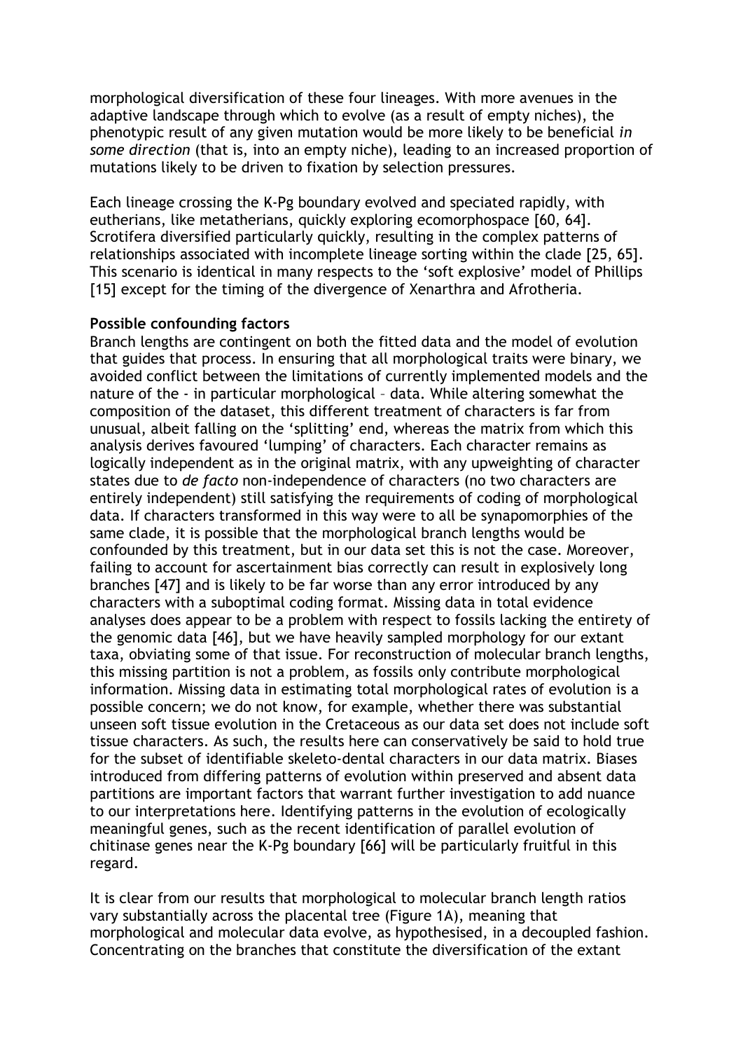morphological diversification of these four lineages. With more avenues in the adaptive landscape through which to evolve (as a result of empty niches), the phenotypic result of any given mutation would be more likely to be beneficial *in some direction* (that is, into an empty niche), leading to an increased proportion of mutations likely to be driven to fixation by selection pressures.

Each lineage crossing the K-Pg boundary evolved and speciated rapidly, with eutherians, like metatherians, quickly exploring ecomorphospace [60, 64]. Scrotifera diversified particularly quickly, resulting in the complex patterns of relationships associated with incomplete lineage sorting within the clade [25, 65]. This scenario is identical in many respects to the 'soft explosive' model of Phillips [15] except for the timing of the divergence of Xenarthra and Afrotheria.

**Possible confounding factors**

Branch lengths are contingent on both the fitted data and the model of evolution that guides that process. In ensuring that all morphological traits were binary, we avoided conflict between the limitations of currently implemented models and the nature of the - in particular morphological – data. While altering somewhat the composition of the dataset, this different treatment of characters is far from unusual, albeit falling on the 'splitting' end, whereas the matrix from which this analysis derives favoured 'lumping' of characters. Each character remains as logically independent as in the original matrix, with any upweighting of character states due to *de facto* non-independence of characters (no two characters are entirely independent) still satisfying the requirements of coding of morphological data. If characters transformed in this way were to all be synapomorphies of the same clade, it is possible that the morphological branch lengths would be confounded by this treatment, but in our data set this is not the case. Moreover, failing to account for ascertainment bias correctly can result in explosively long branches [47] and is likely to be far worse than any error introduced by any characters with a suboptimal coding format. Missing data in total evidence analyses does appear to be a problem with respect to fossils lacking the entirety of the genomic data [46], but we have heavily sampled morphology for our extant taxa, obviating some of that issue. For reconstruction of molecular branch lengths, this missing partition is not a problem, as fossils only contribute morphological information. Missing data in estimating total morphological rates of evolution is a possible concern; we do not know, for example, whether there was substantial unseen soft tissue evolution in the Cretaceous as our data set does not include soft tissue characters. As such, the results here can conservatively be said to hold true for the subset of identifiable skeleto-dental characters in our data matrix. Biases introduced from differing patterns of evolution within preserved and absent data partitions are important factors that warrant further investigation to add nuance to our interpretations here. Identifying patterns in the evolution of ecologically meaningful genes, such as the recent identification of parallel evolution of chitinase genes near the K-Pg boundary [66] will be particularly fruitful in this regard.

It is clear from our results that morphological to molecular branch length ratios vary substantially across the placental tree (Figure 1A), meaning that morphological and molecular data evolve, as hypothesised, in a decoupled fashion. Concentrating on the branches that constitute the diversification of the extant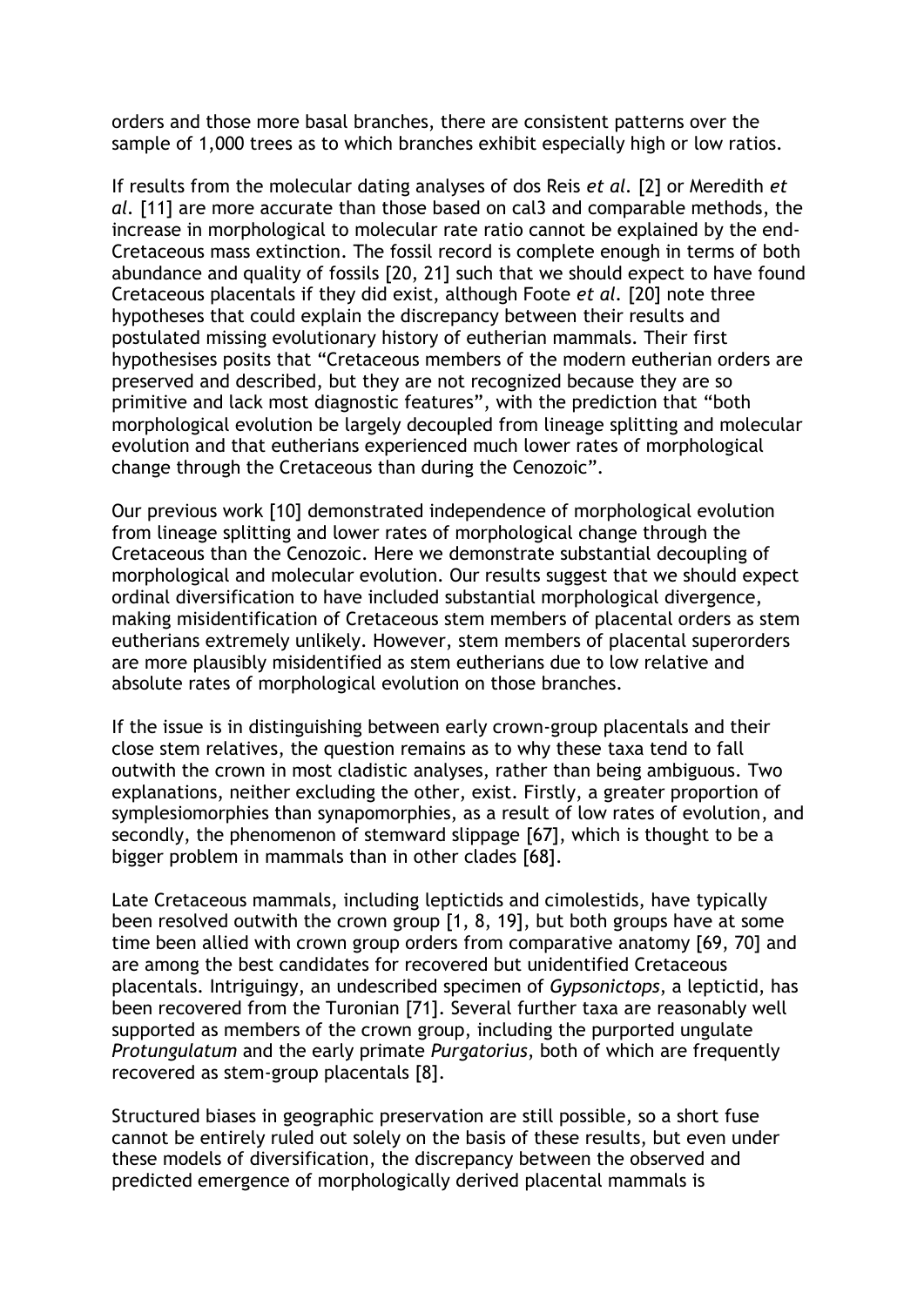orders and those more basal branches, there are consistent patterns over the sample of 1,000 trees as to which branches exhibit especially high or low ratios.

If results from the molecular dating analyses of dos Reis *et al.* [2] or Meredith *et al.* [11] are more accurate than those based on cal3 and comparable methods, the increase in morphological to molecular rate ratio cannot be explained by the end-Cretaceous mass extinction. The fossil record is complete enough in terms of both abundance and quality of fossils [20, 21] such that we should expect to have found Cretaceous placentals if they did exist, although Foote *et al.* [20] note three hypotheses that could explain the discrepancy between their results and postulated missing evolutionary history of eutherian mammals. Their first hypothesises posits that "Cretaceous members of the modern eutherian orders are preserved and described, but they are not recognized because they are so primitive and lack most diagnostic features", with the prediction that "both morphological evolution be largely decoupled from lineage splitting and molecular evolution and that eutherians experienced much lower rates of morphological change through the Cretaceous than during the Cenozoic".

Our previous work [10] demonstrated independence of morphological evolution from lineage splitting and lower rates of morphological change through the Cretaceous than the Cenozoic. Here we demonstrate substantial decoupling of morphological and molecular evolution. Our results suggest that we should expect ordinal diversification to have included substantial morphological divergence, making misidentification of Cretaceous stem members of placental orders as stem eutherians extremely unlikely. However, stem members of placental superorders are more plausibly misidentified as stem eutherians due to low relative and absolute rates of morphological evolution on those branches.

If the issue is in distinguishing between early crown-group placentals and their close stem relatives, the question remains as to why these taxa tend to fall outwith the crown in most cladistic analyses, rather than being ambiguous. Two explanations, neither excluding the other, exist. Firstly, a greater proportion of symplesiomorphies than synapomorphies, as a result of low rates of evolution, and secondly, the phenomenon of stemward slippage [67], which is thought to be a bigger problem in mammals than in other clades [68].

Late Cretaceous mammals, including leptictids and cimolestids, have typically been resolved outwith the crown group [1, 8, 19], but both groups have at some time been allied with crown group orders from comparative anatomy [69, 70] and are among the best candidates for recovered but unidentified Cretaceous placentals. Intriguingy, an undescribed specimen of *Gypsonictops*, a leptictid, has been recovered from the Turonian [71]. Several further taxa are reasonably well supported as members of the crown group, including the purported ungulate *Protungulatum* and the early primate *Purgatorius*, both of which are frequently recovered as stem-group placentals [8].

Structured biases in geographic preservation are still possible, so a short fuse cannot be entirely ruled out solely on the basis of these results, but even under these models of diversification, the discrepancy between the observed and predicted emergence of morphologically derived placental mammals is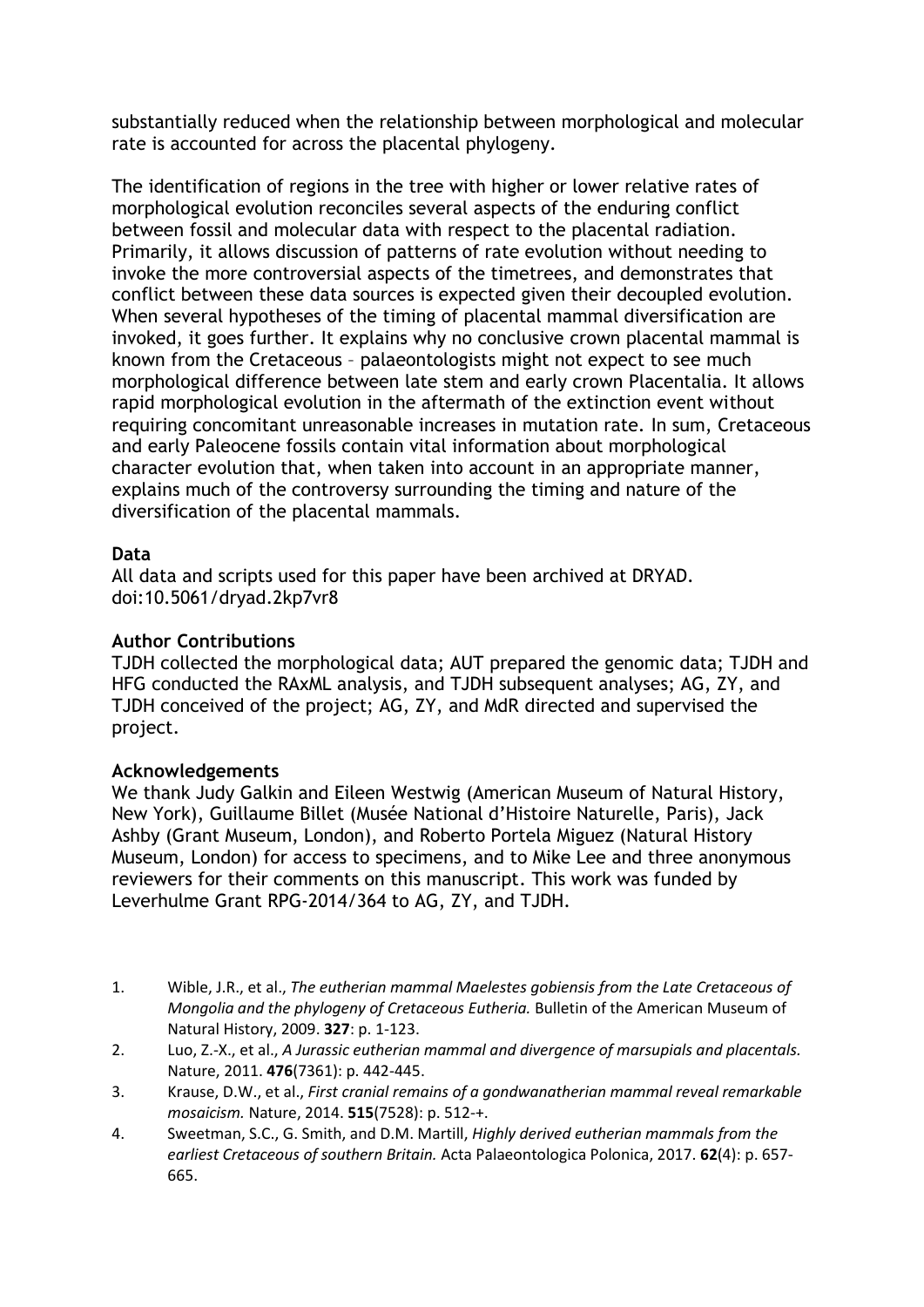substantially reduced when the relationship between morphological and molecular rate is accounted for across the placental phylogeny.

The identification of regions in the tree with higher or lower relative rates of morphological evolution reconciles several aspects of the enduring conflict between fossil and molecular data with respect to the placental radiation. Primarily, it allows discussion of patterns of rate evolution without needing to invoke the more controversial aspects of the timetrees, and demonstrates that conflict between these data sources is expected given their decoupled evolution. When several hypotheses of the timing of placental mammal diversification are invoked, it goes further. It explains why no conclusive crown placental mammal is known from the Cretaceous – palaeontologists might not expect to see much morphological difference between late stem and early crown Placentalia. It allows rapid morphological evolution in the aftermath of the extinction event without requiring concomitant unreasonable increases in mutation rate. In sum, Cretaceous and early Paleocene fossils contain vital information about morphological character evolution that, when taken into account in an appropriate manner, explains much of the controversy surrounding the timing and nature of the diversification of the placental mammals.

**Data**

All data and scripts used for this paper have been archived at DRYAD. doi:10.5061/dryad.2kp7vr8

**Author Contributions**

TJDH collected the morphological data; AUT prepared the genomic data; TJDH and HFG conducted the RAxML analysis, and TJDH subsequent analyses; AG, ZY, and TJDH conceived of the project; AG, ZY, and MdR directed and supervised the project.

**Acknowledgements**

We thank Judy Galkin and Eileen Westwig (American Museum of Natural History, New York), Guillaume Billet (Musée National d'Histoire Naturelle, Paris), Jack Ashby (Grant Museum, London), and Roberto Portela Miguez (Natural History Museum, London) for access to specimens, and to Mike Lee and three anonymous reviewers for their comments on this manuscript. This work was funded by Leverhulme Grant RPG-2014/364 to AG, ZY, and TJDH.

1. Wible, J.R., et al., *The eutherian mammal Maelestes gobiensis from the Late Cretaceous of Mongolia and the phylogeny of Cretaceous Eutheria.* Bulletin of the American Museum of Natural History, 2009. **327**: p. 1-123.
2. Luo, Z.-X., et al., *A Jurassic eutherian mammal and divergence of marsupials and placentals.* Nature, 2011. **476**(7361): p. 442-445.
3. Krause, D.W., et al., *First cranial remains of a gondwanatherian mammal reveal remarkable mosaicism.* Nature, 2014. **515**(7528): p. 512-+.
4. Sweetman, S.C., G. Smith, and D.M. Martill, *Highly derived eutherian mammals from the earliest Cretaceous of southern Britain.* Acta Palaeontologica Polonica, 2017. **62**(4): p. 657-665.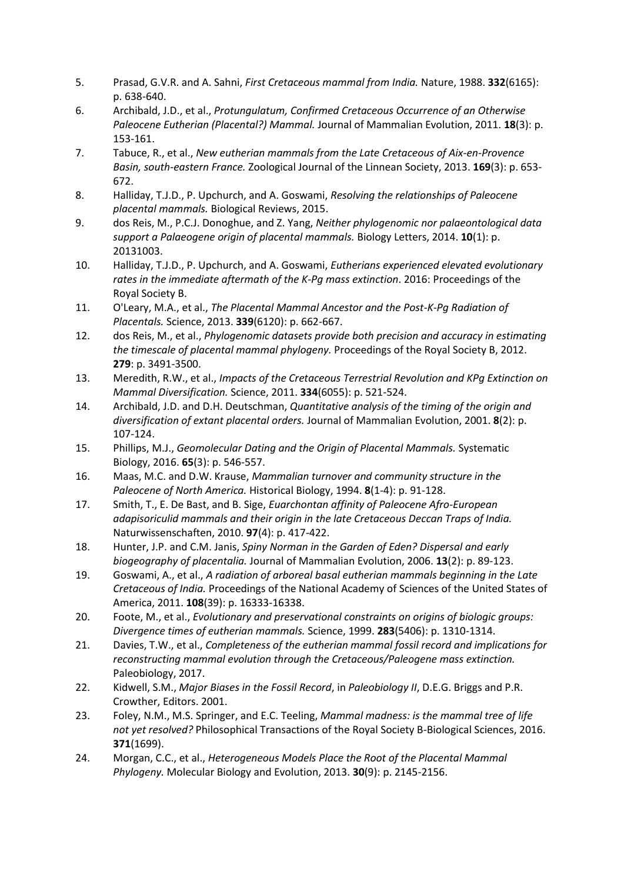5. Prasad, G.V.R. and A. Sahni, *First Cretaceous mammal from India.* Nature, 1988. **332**(6165): p. 638-640.
6. Archibald, J.D., et al., *Protungulatum, Confirmed Cretaceous Occurrence of an Otherwise Paleocene Eutherian (Placental?) Mammal.* Journal of Mammalian Evolution, 2011. **18**(3): p. 153-161.
7. Tabuce, R., et al., *New eutherian mammals from the Late Cretaceous of Aix-en-Provence Basin, south-eastern France.* Zoological Journal of the Linnean Society, 2013. **169**(3): p. 653-672.
8. Halliday, T.J.D., P. Upchurch, and A. Goswami, *Resolving the relationships of Paleocene placental mammals.* Biological Reviews, 2015.
9. dos Reis, M., P.C.J. Donoghue, and Z. Yang, *Neither phylogenomic nor palaeontological data support a Palaeogene origin of placental mammals.* Biology Letters, 2014. **10**(1): p. 20131003.
10. Halliday, T.J.D., P. Upchurch, and A. Goswami, *Eutherians experienced elevated evolutionary rates in the immediate aftermath of the K-Pg mass extinction*. 2016: Proceedings of the Royal Society B.
11. O'Leary, M.A., et al., *The Placental Mammal Ancestor and the Post-K-Pg Radiation of Placentals.* Science, 2013. **339**(6120): p. 662-667.
12. dos Reis, M., et al., *Phylogenomic datasets provide both precision and accuracy in estimating the timescale of placental mammal phylogeny.* Proceedings of the Royal Society B, 2012. **279**: p. 3491-3500.
13. Meredith, R.W., et al., *Impacts of the Cretaceous Terrestrial Revolution and KPg Extinction on Mammal Diversification.* Science, 2011. **334**(6055): p. 521-524.
14. Archibald, J.D. and D.H. Deutschman, *Quantitative analysis of the timing of the origin and diversification of extant placental orders.* Journal of Mammalian Evolution, 2001. **8**(2): p. 107-124.
15. Phillips, M.J., *Geomolecular Dating and the Origin of Placental Mammals.* Systematic Biology, 2016. **65**(3): p. 546-557.
16. Maas, M.C. and D.W. Krause, *Mammalian turnover and community structure in the Paleocene of North America.* Historical Biology, 1994. **8**(1-4): p. 91-128.
17. Smith, T., E. De Bast, and B. Sige, *Euarchontan affinity of Paleocene Afro-European adapisoriculid mammals and their origin in the late Cretaceous Deccan Traps of India.* Naturwissenschaften, 2010. **97**(4): p. 417-422.
18. Hunter, J.P. and C.M. Janis, *Spiny Norman in the Garden of Eden? Dispersal and early biogeography of placentalia.* Journal of Mammalian Evolution, 2006. **13**(2): p. 89-123.
19. Goswami, A., et al., *A radiation of arboreal basal eutherian mammals beginning in the Late Cretaceous of India.* Proceedings of the National Academy of Sciences of the United States of America, 2011. **108**(39): p. 16333-16338.
20. Foote, M., et al., *Evolutionary and preservational constraints on origins of biologic groups: Divergence times of eutherian mammals.* Science, 1999. **283**(5406): p. 1310-1314.
21. Davies, T.W., et al., *Completeness of the eutherian mammal fossil record and implications for reconstructing mammal evolution through the Cretaceous/Paleogene mass extinction.* Paleobiology, 2017.
22. Kidwell, S.M., *Major Biases in the Fossil Record*, in *Paleobiology II*, D.E.G. Briggs and P.R. Crowther, Editors. 2001.
23. Foley, N.M., M.S. Springer, and E.C. Teeling, *Mammal madness: is the mammal tree of life not yet resolved?* Philosophical Transactions of the Royal Society B-Biological Sciences, 2016. **371**(1699).
24. Morgan, C.C., et al., *Heterogeneous Models Place the Root of the Placental Mammal Phylogeny.* Molecular Biology and Evolution, 2013. **30**(9): p. 2145-2156.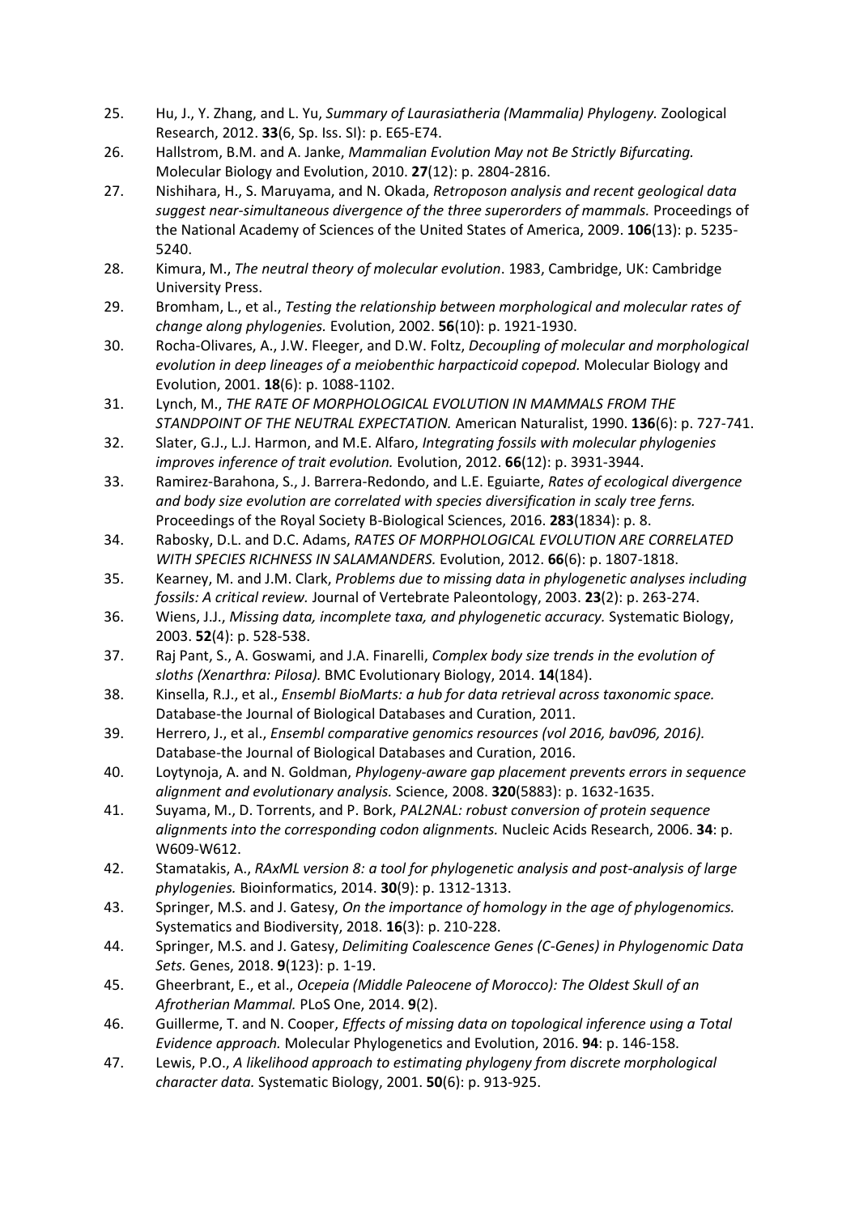25. Hu, J., Y. Zhang, and L. Yu, *Summary of Laurasiatheria (Mammalia) Phylogeny.* Zoological Research, 2012. **33**(6, Sp. Iss. SI): p. E65-E74.
26. Hallstrom, B.M. and A. Janke, *Mammalian Evolution May not Be Strictly Bifurcating.* Molecular Biology and Evolution, 2010. **27**(12): p. 2804-2816.
27. Nishihara, H., S. Maruyama, and N. Okada, *Retroposon analysis and recent geological data suggest near-simultaneous divergence of the three superorders of mammals.* Proceedings of the National Academy of Sciences of the United States of America, 2009. **106**(13): p. 5235-5240.
28. Kimura, M., *The neutral theory of molecular evolution*. 1983, Cambridge, UK: Cambridge University Press.
29. Bromham, L., et al., *Testing the relationship between morphological and molecular rates of change along phylogenies.* Evolution, 2002. **56**(10): p. 1921-1930.
30. Rocha-Olivares, A., J.W. Fleeger, and D.W. Foltz, *Decoupling of molecular and morphological evolution in deep lineages of a meiobenthic harpacticoid copepod.* Molecular Biology and Evolution, 2001. **18**(6): p. 1088-1102.
31. Lynch, M., *THE RATE OF MORPHOLOGICAL EVOLUTION IN MAMMALS FROM THE STANDPOINT OF THE NEUTRAL EXPECTATION.* American Naturalist, 1990. **136**(6): p. 727-741.
32. Slater, G.J., L.J. Harmon, and M.E. Alfaro, *Integrating fossils with molecular phylogenies improves inference of trait evolution.* Evolution, 2012. **66**(12): p. 3931-3944.
33. Ramirez-Barahona, S., J. Barrera-Redondo, and L.E. Eguiarte, *Rates of ecological divergence and body size evolution are correlated with species diversification in scaly tree ferns.* Proceedings of the Royal Society B-Biological Sciences, 2016. **283**(1834): p. 8.
34. Rabosky, D.L. and D.C. Adams, *RATES OF MORPHOLOGICAL EVOLUTION ARE CORRELATED WITH SPECIES RICHNESS IN SALAMANDERS.* Evolution, 2012. **66**(6): p. 1807-1818.
35. Kearney, M. and J.M. Clark, *Problems due to missing data in phylogenetic analyses including fossils: A critical review.* Journal of Vertebrate Paleontology, 2003. **23**(2): p. 263-274.
36. Wiens, J.J., *Missing data, incomplete taxa, and phylogenetic accuracy.* Systematic Biology, 2003. **52**(4): p. 528-538.
37. Raj Pant, S., A. Goswami, and J.A. Finarelli, *Complex body size trends in the evolution of sloths (Xenarthra: Pilosa).* BMC Evolutionary Biology, 2014. **14**(184).
38. Kinsella, R.J., et al., *Ensembl BioMarts: a hub for data retrieval across taxonomic space.* Database-the Journal of Biological Databases and Curation, 2011.
39. Herrero, J., et al., *Ensembl comparative genomics resources (vol 2016, bav096, 2016).* Database-the Journal of Biological Databases and Curation, 2016.
40. Loytynoja, A. and N. Goldman, *Phylogeny-aware gap placement prevents errors in sequence alignment and evolutionary analysis.* Science, 2008. **320**(5883): p. 1632-1635.
41. Suyama, M., D. Torrents, and P. Bork, *PAL2NAL: robust conversion of protein sequence alignments into the corresponding codon alignments.* Nucleic Acids Research, 2006. **34**: p. W609-W612.
42. Stamatakis, A., *RAxML version 8: a tool for phylogenetic analysis and post-analysis of large phylogenies.* Bioinformatics, 2014. **30**(9): p. 1312-1313.
43. Springer, M.S. and J. Gatesy, *On the importance of homology in the age of phylogenomics.* Systematics and Biodiversity, 2018. **16**(3): p. 210-228.
44. Springer, M.S. and J. Gatesy, *Delimiting Coalescence Genes (C-Genes) in Phylogenomic Data Sets.* Genes, 2018. **9**(123): p. 1-19.
45. Gheerbrant, E., et al., *Ocepeia (Middle Paleocene of Morocco): The Oldest Skull of an Afrotherian Mammal.* PLoS One, 2014. **9**(2).
46. Guillerme, T. and N. Cooper, *Effects of missing data on topological inference using a Total Evidence approach.* Molecular Phylogenetics and Evolution, 2016. **94**: p. 146-158.
47. Lewis, P.O., *A likelihood approach to estimating phylogeny from discrete morphological character data.* Systematic Biology, 2001. **50**(6): p. 913-925.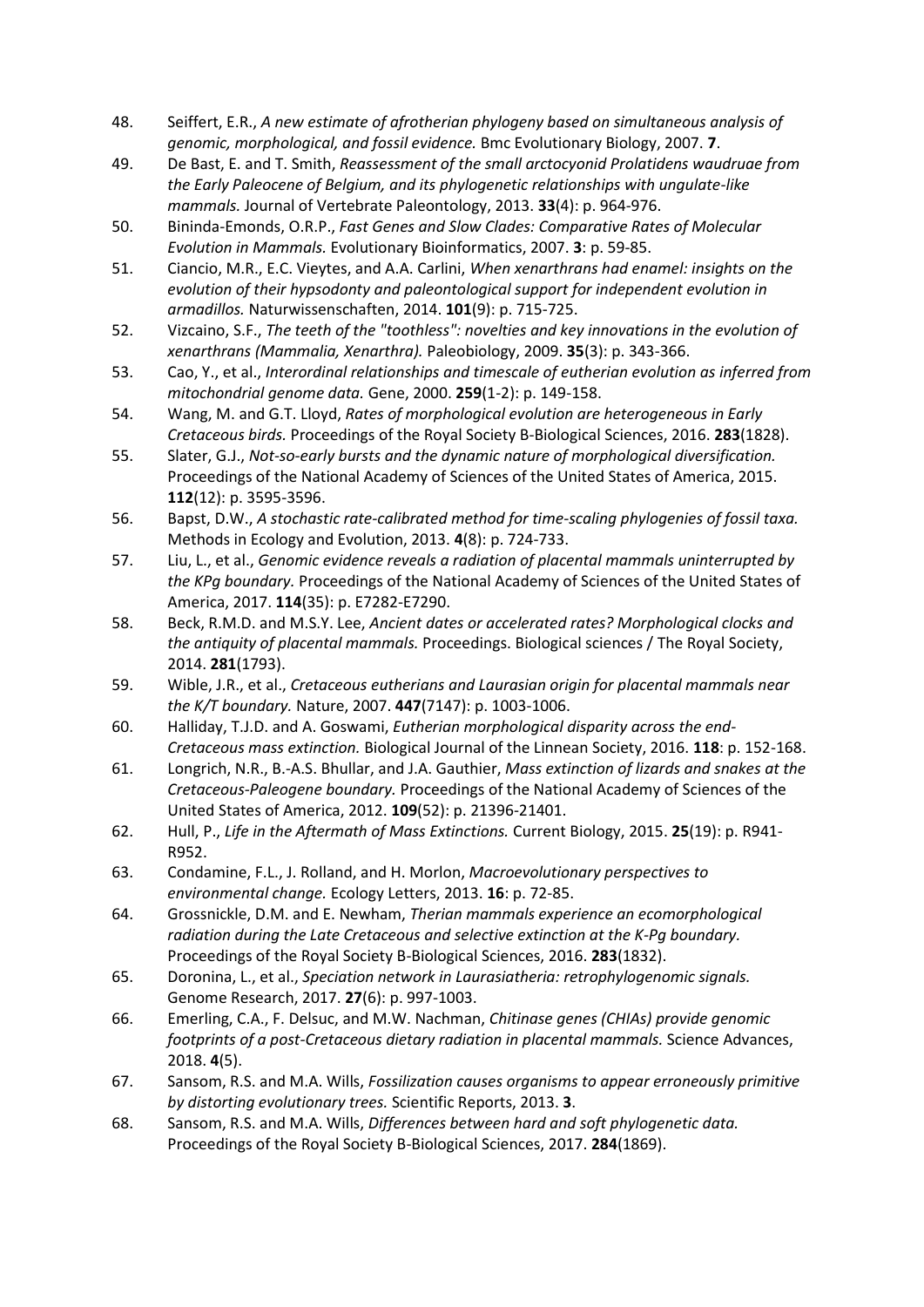48. Seiffert, E.R., *A new estimate of afrotherian phylogeny based on simultaneous analysis of genomic, morphological, and fossil evidence.* Bmc Evolutionary Biology, 2007. **7**.
49. De Bast, E. and T. Smith, *Reassessment of the small arctocyonid Prolatidens waudruae from the Early Paleocene of Belgium, and its phylogenetic relationships with ungulate-like mammals.* Journal of Vertebrate Paleontology, 2013. **33**(4): p. 964-976.
50. Bininda-Emonds, O.R.P., *Fast Genes and Slow Clades: Comparative Rates of Molecular Evolution in Mammals.* Evolutionary Bioinformatics, 2007. **3**: p. 59-85.
51. Ciancio, M.R., E.C. Vieytes, and A.A. Carlini, *When xenarthrans had enamel: insights on the evolution of their hypsodonty and paleontological support for independent evolution in armadillos.* Naturwissenschaften, 2014. **101**(9): p. 715-725.
52. Vizcaino, S.F., *The teeth of the "toothless": novelties and key innovations in the evolution of xenarthrans (Mammalia, Xenarthra).* Paleobiology, 2009. **35**(3): p. 343-366.
53. Cao, Y., et al., *Interordinal relationships and timescale of eutherian evolution as inferred from mitochondrial genome data.* Gene, 2000. **259**(1-2): p. 149-158.
54. Wang, M. and G.T. Lloyd, *Rates of morphological evolution are heterogeneous in Early Cretaceous birds.* Proceedings of the Royal Society B-Biological Sciences, 2016. **283**(1828).
55. Slater, G.J., *Not-so-early bursts and the dynamic nature of morphological diversification.* Proceedings of the National Academy of Sciences of the United States of America, 2015. **112**(12): p. 3595-3596.
56. Bapst, D.W., *A stochastic rate-calibrated method for time-scaling phylogenies of fossil taxa.* Methods in Ecology and Evolution, 2013. **4**(8): p. 724-733.
57. Liu, L., et al., *Genomic evidence reveals a radiation of placental mammals uninterrupted by the KPg boundary.* Proceedings of the National Academy of Sciences of the United States of America, 2017. **114**(35): p. E7282-E7290.
58. Beck, R.M.D. and M.S.Y. Lee, *Ancient dates or accelerated rates? Morphological clocks and the antiquity of placental mammals.* Proceedings. Biological sciences / The Royal Society, 2014. **281**(1793).
59. Wible, J.R., et al., *Cretaceous eutherians and Laurasian origin for placental mammals near the K/T boundary.* Nature, 2007. **447**(7147): p. 1003-1006.
60. Halliday, T.J.D. and A. Goswami, *Eutherian morphological disparity across the end-Cretaceous mass extinction.* Biological Journal of the Linnean Society, 2016. **118**: p. 152-168.
61. Longrich, N.R., B.-A.S. Bhullar, and J.A. Gauthier, *Mass extinction of lizards and snakes at the Cretaceous-Paleogene boundary.* Proceedings of the National Academy of Sciences of the United States of America, 2012. **109**(52): p. 21396-21401.
62. Hull, P., *Life in the Aftermath of Mass Extinctions.* Current Biology, 2015. **25**(19): p. R941-R952.
63. Condamine, F.L., J. Rolland, and H. Morlon, *Macroevolutionary perspectives to environmental change.* Ecology Letters, 2013. **16**: p. 72-85.
64. Grossnickle, D.M. and E. Newham, *Therian mammals experience an ecomorphological radiation during the Late Cretaceous and selective extinction at the K-Pg boundary.* Proceedings of the Royal Society B-Biological Sciences, 2016. **283**(1832).
65. Doronina, L., et al., *Speciation network in Laurasiatheria: retrophylogenomic signals.* Genome Research, 2017. **27**(6): p. 997-1003.
66. Emerling, C.A., F. Delsuc, and M.W. Nachman, *Chitinase genes (CHIAs) provide genomic footprints of a post-Cretaceous dietary radiation in placental mammals.* Science Advances, 2018. **4**(5).
67. Sansom, R.S. and M.A. Wills, *Fossilization causes organisms to appear erroneously primitive by distorting evolutionary trees.* Scientific Reports, 2013. **3**.
68. Sansom, R.S. and M.A. Wills, *Differences between hard and soft phylogenetic data.* Proceedings of the Royal Society B-Biological Sciences, 2017. **284**(1869).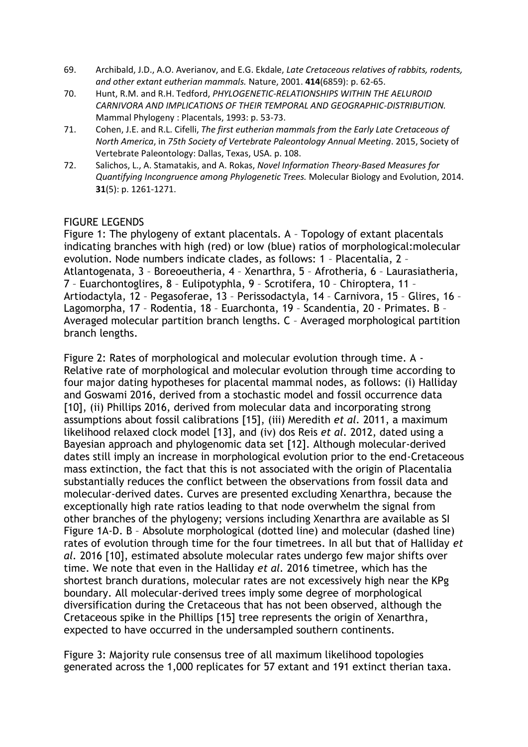69. Archibald, J.D., A.O. Averianov, and E.G. Ekdale, *Late Cretaceous relatives of rabbits, rodents, and other extant eutherian mammals.* Nature, 2001. **414**(6859): p. 62-65.
70. Hunt, R.M. and R.H. Tedford, *PHYLOGENETIC-RELATIONSHIPS WITHIN THE AELUROID CARNIVORA AND IMPLICATIONS OF THEIR TEMPORAL AND GEOGRAPHIC-DISTRIBUTION.* Mammal Phylogeny : Placentals, 1993: p. 53-73.
71. Cohen, J.E. and R.L. Cifelli, *The first eutherian mammals from the Early Late Cretaceous of North America*, in *75th Society of Vertebrate Paleontology Annual Meeting*. 2015, Society of Vertebrate Paleontology: Dallas, Texas, USA. p. 108.
72. Salichos, L., A. Stamatakis, and A. Rokas, *Novel Information Theory-Based Measures for Quantifying Incongruence among Phylogenetic Trees.* Molecular Biology and Evolution, 2014. **31**(5): p. 1261-1271.

## FIGURE LEGENDS

Figure 1: The phylogeny of extant placentals. A – Topology of extant placentals indicating branches with high (red) or low (blue) ratios of morphological:molecular evolution. Node numbers indicate clades, as follows: 1 – Placentalia, 2 – Atlantogenata, 3 – Boreoeutheria, 4 – Xenarthra, 5 – Afrotheria, 6 – Laurasiatheria, 7 – Euarchontoglires, 8 – Eulipotyphla, 9 – Scrotifera, 10 – Chiroptera, 11 – Artiodactyla, 12 – Pegasoferae, 13 – Perissodactyla, 14 – Carnivora, 15 – Glires, 16 – Lagomorpha, 17 – Rodentia, 18 – Euarchonta, 19 – Scandentia, 20 - Primates. B – Averaged molecular partition branch lengths. C – Averaged morphological partition branch lengths.

Figure 2: Rates of morphological and molecular evolution through time. A - Relative rate of morphological and molecular evolution through time according to four major dating hypotheses for placental mammal nodes, as follows: (i) Halliday and Goswami 2016, derived from a stochastic model and fossil occurrence data [10], (ii) Phillips 2016, derived from molecular data and incorporating strong assumptions about fossil calibrations [15], (iii) Meredith *et al.* 2011, a maximum likelihood relaxed clock model [13], and (iv) dos Reis *et al.* 2012, dated using a Bayesian approach and phylogenomic data set [12]. Although molecular-derived dates still imply an increase in morphological evolution prior to the end-Cretaceous mass extinction, the fact that this is not associated with the origin of Placentalia substantially reduces the conflict between the observations from fossil data and molecular-derived dates. Curves are presented excluding Xenarthra, because the exceptionally high rate ratios leading to that node overwhelm the signal from other branches of the phylogeny; versions including Xenarthra are available as SI Figure 1A-D. B – Absolute morphological (dotted line) and molecular (dashed line) rates of evolution through time for the four timetrees. In all but that of Halliday *et al.* 2016 [10], estimated absolute molecular rates undergo few major shifts over time. We note that even in the Halliday *et al.* 2016 timetree, which has the shortest branch durations, molecular rates are not excessively high near the KPg boundary. All molecular-derived trees imply some degree of morphological diversification during the Cretaceous that has not been observed, although the Cretaceous spike in the Phillips [15] tree represents the origin of Xenarthra, expected to have occurred in the undersampled southern continents.

Figure 3: Majority rule consensus tree of all maximum likelihood topologies generated across the 1,000 replicates for 57 extant and 191 extinct therian taxa.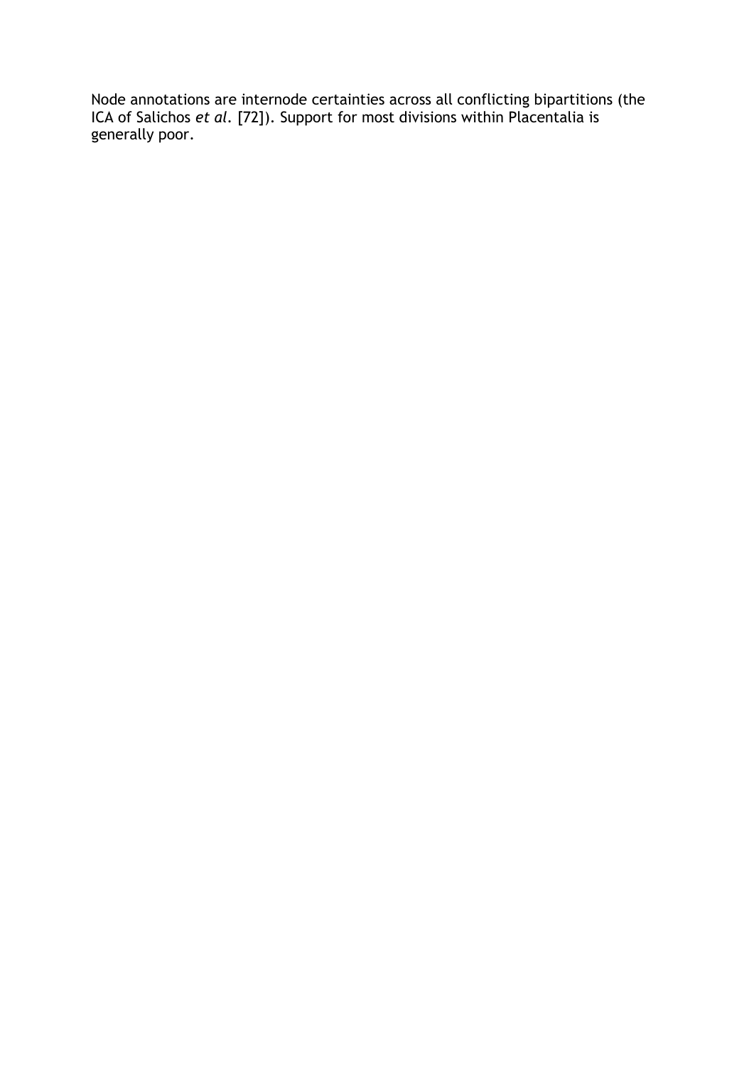Node annotations are internode certainties across all conflicting bipartitions (the ICA of Salichos *et al.* [72]). Support for most divisions within Placentalia is generally poor.